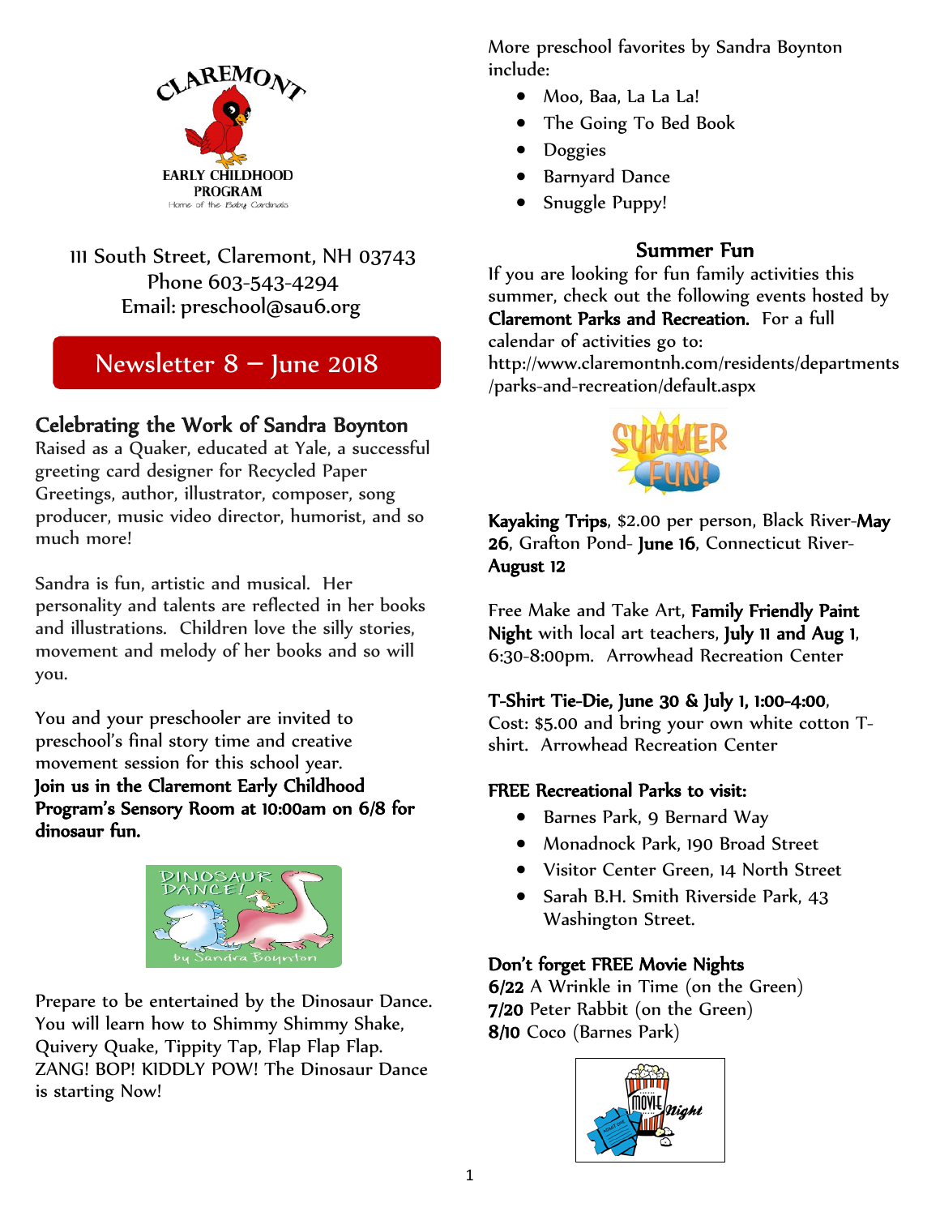CLAREMONT EARLY CHILDHOOD PROGRAM
Home of the Baby Cardinals

111 South Street, Claremont, NH 03743
Phone 603-543-4294
Email: preschool@sau6.org

# Newsletter 8 – June 2018

## Celebrating the Work of Sandra Boynton

Raised as a Quaker, educated at Yale, a successful greeting card designer for Recycled Paper Greetings, author, illustrator, composer, song producer, music video director, humorist, and so much more!

Sandra is fun, artistic and musical. Her personality and talents are reflected in her books and illustrations. Children love the silly stories, movement and melody of her books and so will you.

You and your preschooler are invited to preschool's final story time and creative movement session for this school year. **Join us in the Claremont Early Childhood Program's Sensory Room at 10:00am on 6/8 for dinosaur fun.**

Prepare to be entertained by the Dinosaur Dance. You will learn how to Shimmy Shimmy Shake, Quivery Quake, Tippity Tap, Flap Flap Flap. ZANG! BOP! KIDDLY POW! The Dinosaur Dance is starting Now!

More preschool favorites by Sandra Boynton include:

- Moo, Baa, La La La!
- The Going To Bed Book
- Doggies
- Barnyard Dance
- Snuggle Puppy!

## Summer Fun

If you are looking for fun family activities this summer, check out the following events hosted by **Claremont Parks and Recreation.** For a full calendar of activities go to: http://www.claremontnh.com/residents/departments/parks-and-recreation/default.aspx

**Kayaking Trips**, $2.00 per person, Black River-**May 26**, Grafton Pond- **June 16**, Connecticut River-**August 12**

Free Make and Take Art, **Family Friendly Paint Night** with local art teachers, **July 11 and Aug 1**, 6:30-8:00pm. Arrowhead Recreation Center

**T-Shirt Tie-Die, June 30 & July 1, 1:00-4:00**, Cost: $5.00 and bring your own white cotton T-shirt. Arrowhead Recreation Center

**FREE Recreational Parks to visit:**

- Barnes Park, 9 Bernard Way
- Monadnock Park, 190 Broad Street
- Visitor Center Green, 14 North Street
- Sarah B.H. Smith Riverside Park, 43 Washington Street.

**Don't forget FREE Movie Nights**

**6/22** A Wrinkle in Time (on the Green)
**7/20** Peter Rabbit (on the Green)
**8/10** Coco (Barnes Park)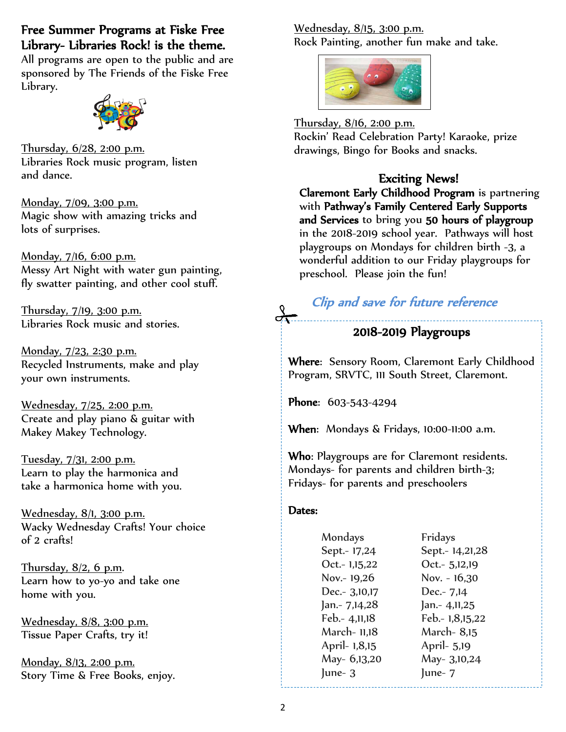## Free Summer Programs at Fiske Free Library- Libraries Rock! is the theme.

All programs are open to the public and are sponsored by The Friends of the Fiske Free Library.

Thursday, 6/28, 2:00 p.m.
Libraries Rock music program, listen and dance.

Monday, 7/09, 3:00 p.m.
Magic show with amazing tricks and lots of surprises.

Monday, 7/16, 6:00 p.m.
Messy Art Night with water gun painting, fly swatter painting, and other cool stuff.

Thursday, 7/19, 3:00 p.m.
Libraries Rock music and stories.

Monday, 7/23, 2:30 p.m.
Recycled Instruments, make and play your own instruments.

Wednesday, 7/25, 2:00 p.m.
Create and play piano & guitar with Makey Makey Technology.

Tuesday, 7/31, 2:00 p.m.
Learn to play the harmonica and take a harmonica home with you.

Wednesday, 8/1, 3:00 p.m.
Wacky Wednesday Crafts! Your choice of 2 crafts!

Thursday, 8/2, 6 p.m.
Learn how to yo-yo and take one home with you.

Wednesday, 8/8, 3:00 p.m.
Tissue Paper Crafts, try it!

Monday, 8/13, 2:00 p.m.
Story Time & Free Books, enjoy.

Wednesday, 8/15, 3:00 p.m.
Rock Painting, another fun make and take.

Thursday, 8/16, 2:00 p.m.
Rockin' Read Celebration Party! Karaoke, prize drawings, Bingo for Books and snacks.

## Exciting News!

**Claremont Early Childhood Program** is partnering with **Pathway's Family Centered Early Supports and Services** to bring you **50 hours of playgroup** in the 2018-2019 school year. Pathways will host playgroups on Mondays for children birth -3, a wonderful addition to our Friday playgroups for preschool. Please join the fun!

*Clip and save for future reference*

### 2018-2019 Playgroups

**Where**: Sensory Room, Claremont Early Childhood Program, SRVTC, 111 South Street, Claremont.

**Phone**: 603-543-4294

**When**: Mondays & Fridays, 10:00-11:00 a.m.

**Who**: Playgroups are for Claremont residents.
Mondays- for parents and children birth-3;
Fridays- for parents and preschoolers

**Dates:**

| Mondays | Fridays |
|---|---|
| Sept.- 17,24 | Sept.- 14,21,28 |
| Oct.- 1,15,22 | Oct.- 5,12,19 |
| Nov.- 19,26 | Nov. - 16,30 |
| Dec.- 3,10,17 | Dec.- 7,14 |
| Jan.- 7,14,28 | Jan.- 4,11,25 |
| Feb.- 4,11,18 | Feb.- 1,8,15,22 |
| March- 11,18 | March- 8,15 |
| April- 1,8,15 | April- 5,19 |
| May- 6,13,20 | May- 3,10,24 |
| June- 3 | June- 7 |